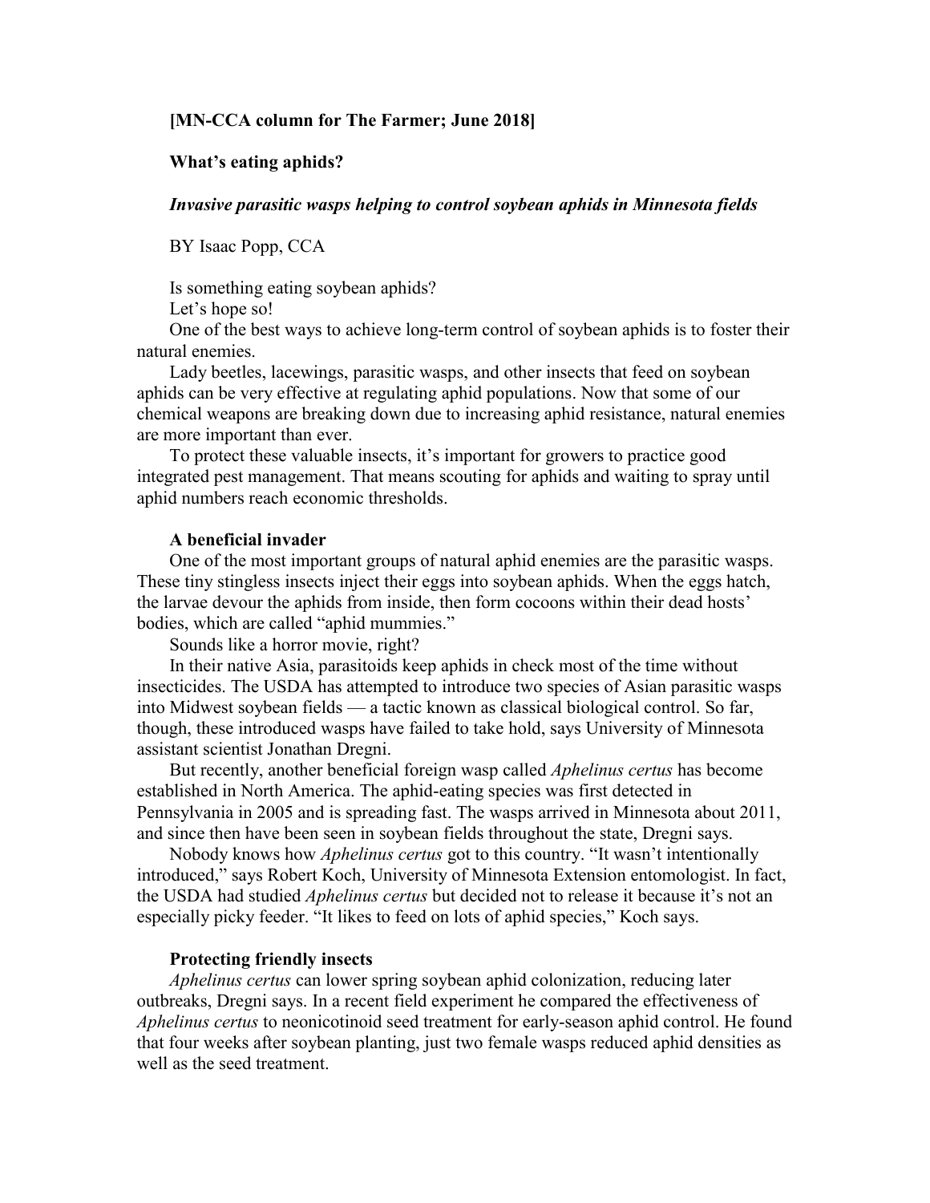**[MN-CCA column for The Farmer; June 2018]**

**What's eating aphids?**

***Invasive parasitic wasps helping to control soybean aphids in Minnesota fields***

BY Isaac Popp, CCA

Is something eating soybean aphids?

Let's hope so!

One of the best ways to achieve long-term control of soybean aphids is to foster their natural enemies.

Lady beetles, lacewings, parasitic wasps, and other insects that feed on soybean aphids can be very effective at regulating aphid populations. Now that some of our chemical weapons are breaking down due to increasing aphid resistance, natural enemies are more important than ever.

To protect these valuable insects, it's important for growers to practice good integrated pest management. That means scouting for aphids and waiting to spray until aphid numbers reach economic thresholds.

**A beneficial invader**

One of the most important groups of natural aphid enemies are the parasitic wasps. These tiny stingless insects inject their eggs into soybean aphids. When the eggs hatch, the larvae devour the aphids from inside, then form cocoons within their dead hosts' bodies, which are called "aphid mummies."

Sounds like a horror movie, right?

In their native Asia, parasitoids keep aphids in check most of the time without insecticides. The USDA has attempted to introduce two species of Asian parasitic wasps into Midwest soybean fields — a tactic known as classical biological control. So far, though, these introduced wasps have failed to take hold, says University of Minnesota assistant scientist Jonathan Dregni.

But recently, another beneficial foreign wasp called *Aphelinus certus* has become established in North America. The aphid-eating species was first detected in Pennsylvania in 2005 and is spreading fast. The wasps arrived in Minnesota about 2011, and since then have been seen in soybean fields throughout the state, Dregni says.

Nobody knows how *Aphelinus certus* got to this country. "It wasn't intentionally introduced," says Robert Koch, University of Minnesota Extension entomologist. In fact, the USDA had studied *Aphelinus certus* but decided not to release it because it's not an especially picky feeder. "It likes to feed on lots of aphid species," Koch says.

**Protecting friendly insects**

*Aphelinus certus* can lower spring soybean aphid colonization, reducing later outbreaks, Dregni says. In a recent field experiment he compared the effectiveness of *Aphelinus certus* to neonicotinoid seed treatment for early-season aphid control. He found that four weeks after soybean planting, just two female wasps reduced aphid densities as well as the seed treatment.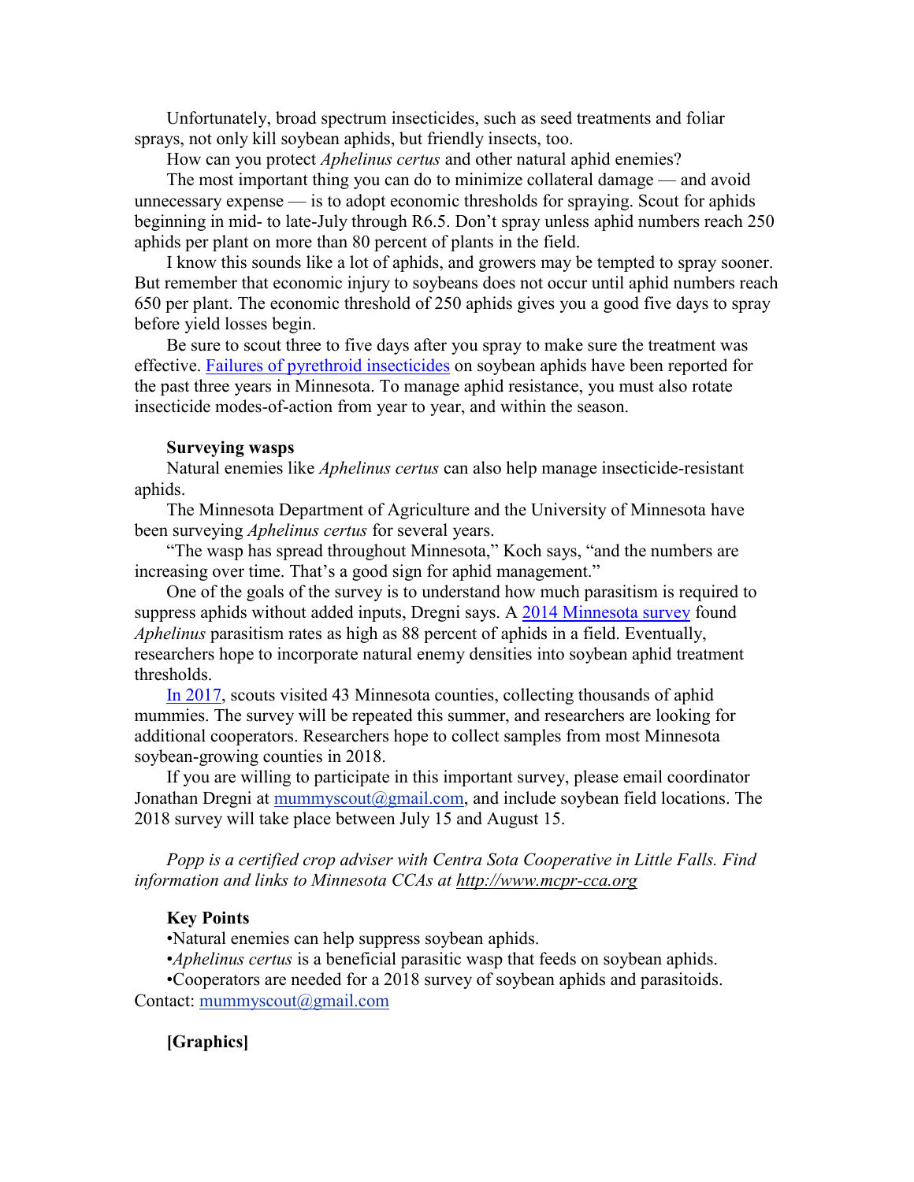Unfortunately, broad spectrum insecticides, such as seed treatments and foliar sprays, not only kill soybean aphids, but friendly insects, too.

How can you protect *Aphelinus certus* and other natural aphid enemies?

The most important thing you can do to minimize collateral damage — and avoid unnecessary expense — is to adopt economic thresholds for spraying. Scout for aphids beginning in mid- to late-July through R6.5. Don't spray unless aphid numbers reach 250 aphids per plant on more than 80 percent of plants in the field.

I know this sounds like a lot of aphids, and growers may be tempted to spray sooner. But remember that economic injury to soybeans does not occur until aphid numbers reach 650 per plant. The economic threshold of 250 aphids gives you a good five days to spray before yield losses begin.

Be sure to scout three to five days after you spray to make sure the treatment was effective. [Failures of pyrethroid insecticides] on soybean aphids have been reported for the past three years in Minnesota. To manage aphid resistance, you must also rotate insecticide modes-of-action from year to year, and within the season.

**Surveying wasps**

Natural enemies like *Aphelinus certus* can also help manage insecticide-resistant aphids.

The Minnesota Department of Agriculture and the University of Minnesota have been surveying *Aphelinus certus* for several years.

"The wasp has spread throughout Minnesota," Koch says, "and the numbers are increasing over time. That's a good sign for aphid management."

One of the goals of the survey is to understand how much parasitism is required to suppress aphids without added inputs, Dregni says. A [2014 Minnesota survey] found *Aphelinus* parasitism rates as high as 88 percent of aphids in a field. Eventually, researchers hope to incorporate natural enemy densities into soybean aphid treatment thresholds.

[In 2017], scouts visited 43 Minnesota counties, collecting thousands of aphid mummies. The survey will be repeated this summer, and researchers are looking for additional cooperators. Researchers hope to collect samples from most Minnesota soybean-growing counties in 2018.

If you are willing to participate in this important survey, please email coordinator Jonathan Dregni at mummyscout@gmail.com, and include soybean field locations. The 2018 survey will take place between July 15 and August 15.

*Popp is a certified crop adviser with Centra Sota Cooperative in Little Falls. Find information and links to Minnesota CCAs at http://www.mcpr-cca.org*

**Key Points**

- Natural enemies can help suppress soybean aphids.
- *Aphelinus certus* is a beneficial parasitic wasp that feeds on soybean aphids.
- Cooperators are needed for a 2018 survey of soybean aphids and parasitoids.

Contact: mummyscout@gmail.com

**[Graphics]**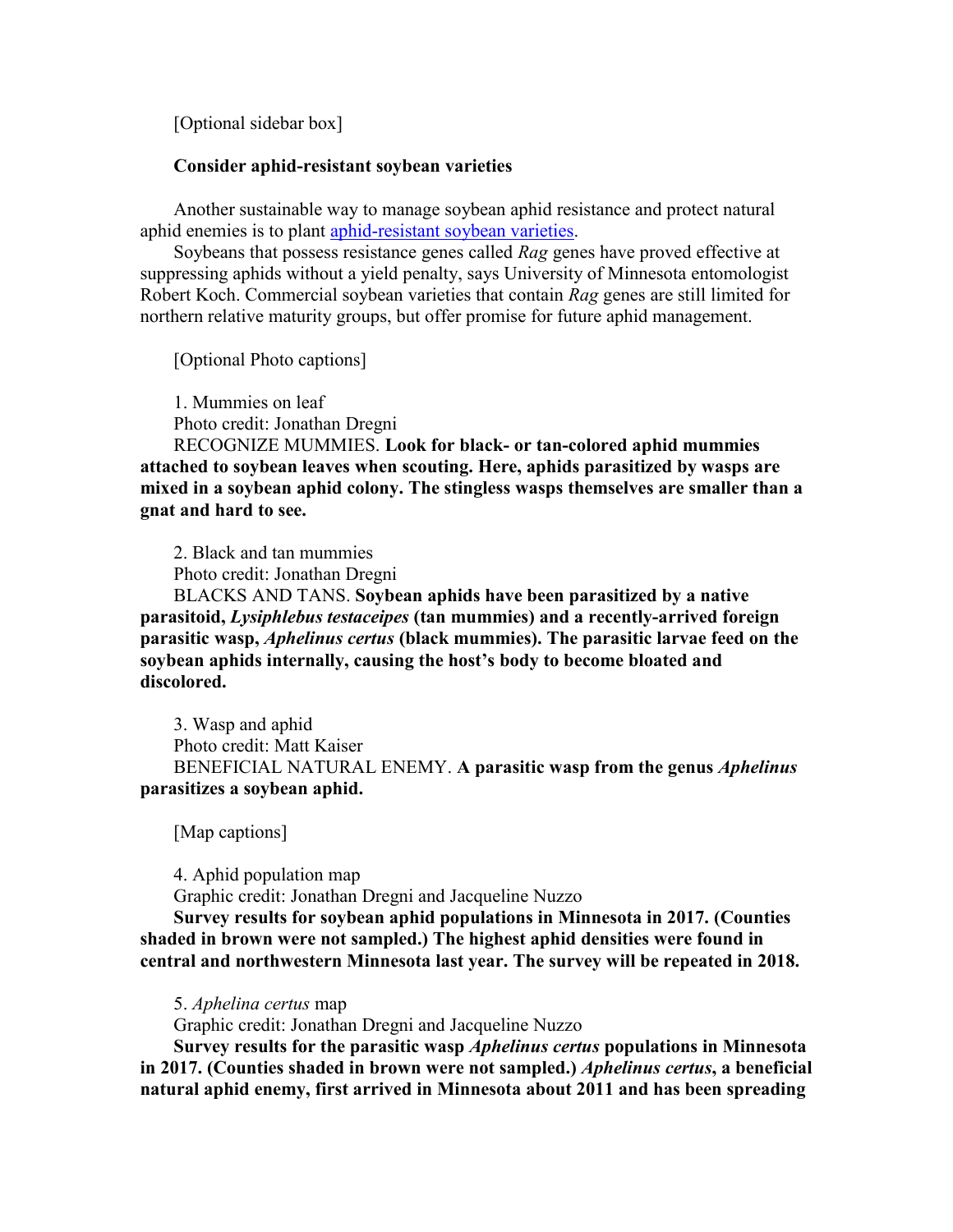[Optional sidebar box]

**Consider aphid-resistant soybean varieties**

Another sustainable way to manage soybean aphid resistance and protect natural aphid enemies is to plant aphid-resistant soybean varieties.

Soybeans that possess resistance genes called *Rag* genes have proved effective at suppressing aphids without a yield penalty, says University of Minnesota entomologist Robert Koch. Commercial soybean varieties that contain *Rag* genes are still limited for northern relative maturity groups, but offer promise for future aphid management.

[Optional Photo captions]

1. Mummies on leaf

Photo credit: Jonathan Dregni

RECOGNIZE MUMMIES. **Look for black- or tan-colored aphid mummies attached to soybean leaves when scouting. Here, aphids parasitized by wasps are mixed in a soybean aphid colony. The stingless wasps themselves are smaller than a gnat and hard to see.**

2. Black and tan mummies

Photo credit: Jonathan Dregni

BLACKS AND TANS. **Soybean aphids have been parasitized by a native parasitoid, *Lysiphlebus testaceipes* (tan mummies) and a recently-arrived foreign parasitic wasp, *Aphelinus certus* (black mummies). The parasitic larvae feed on the soybean aphids internally, causing the host's body to become bloated and discolored.**

3. Wasp and aphid

Photo credit: Matt Kaiser

BENEFICIAL NATURAL ENEMY. **A parasitic wasp from the genus *Aphelinus* parasitizes a soybean aphid.**

[Map captions]

4. Aphid population map

Graphic credit: Jonathan Dregni and Jacqueline Nuzzo

**Survey results for soybean aphid populations in Minnesota in 2017. (Counties shaded in brown were not sampled.) The highest aphid densities were found in central and northwestern Minnesota last year. The survey will be repeated in 2018.**

5. *Aphelina certus* map

Graphic credit: Jonathan Dregni and Jacqueline Nuzzo

**Survey results for the parasitic wasp *Aphelinus certus* populations in Minnesota in 2017. (Counties shaded in brown were not sampled.) *Aphelinus certus*, a beneficial natural aphid enemy, first arrived in Minnesota about 2011 and has been spreading**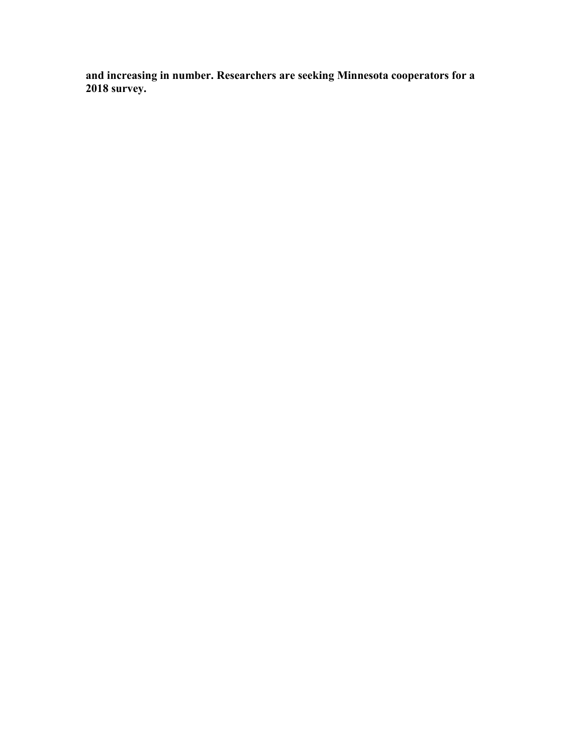**and increasing in number. Researchers are seeking Minnesota cooperators for a 2018 survey.**